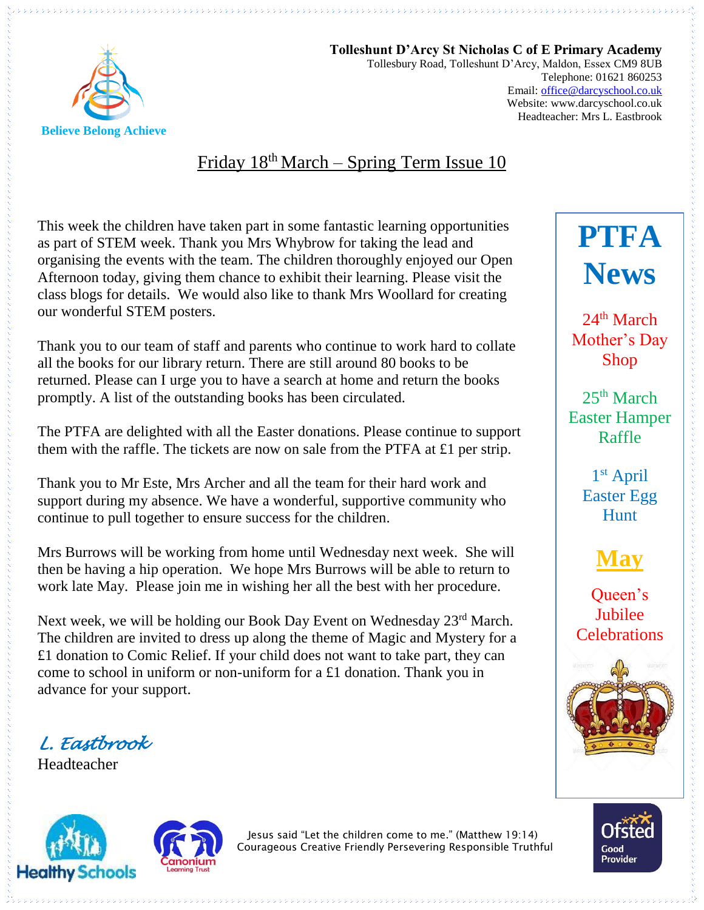**Tolleshunt D'Arcy St Nicholas C of E Primary Academy**
Tollesbury Road, Tolleshunt D'Arcy, Maldon, Essex CM9 8UB
Telephone: 01621 860253
Email: office@darcyschool.co.uk
Website: www.darcyschool.co.uk
Headteacher: Mrs L. Eastbrook

Believe Belong Achieve

# Friday 18th March – Spring Term Issue 10

This week the children have taken part in some fantastic learning opportunities as part of STEM week. Thank you Mrs Whybrow for taking the lead and organising the events with the team. The children thoroughly enjoyed our Open Afternoon today, giving them chance to exhibit their learning. Please visit the class blogs for details. We would also like to thank Mrs Woollard for creating our wonderful STEM posters.

Thank you to our team of staff and parents who continue to work hard to collate all the books for our library return. There are still around 80 books to be returned. Please can I urge you to have a search at home and return the books promptly. A list of the outstanding books has been circulated.

The PTFA are delighted with all the Easter donations. Please continue to support them with the raffle. The tickets are now on sale from the PTFA at £1 per strip.

Thank you to Mr Este, Mrs Archer and all the team for their hard work and support during my absence. We have a wonderful, supportive community who continue to pull together to ensure success for the children.

Mrs Burrows will be working from home until Wednesday next week. She will then be having a hip operation. We hope Mrs Burrows will be able to return to work late May. Please join me in wishing her all the best with her procedure.

Next week, we will be holding our Book Day Event on Wednesday 23rd March. The children are invited to dress up along the theme of Magic and Mystery for a £1 donation to Comic Relief. If your child does not want to take part, they can come to school in uniform or non-uniform for a £1 donation. Thank you in advance for your support.

*L. Eastbrook*
Headteacher

## PTFA News

24th March
Mother's Day Shop

25th March
Easter Hamper Raffle

1st April
Easter Egg Hunt

**May**

Queen's Jubilee Celebrations

Jesus said "Let the children come to me." (Matthew 19:14)
Courageous Creative Friendly Persevering Responsible Truthful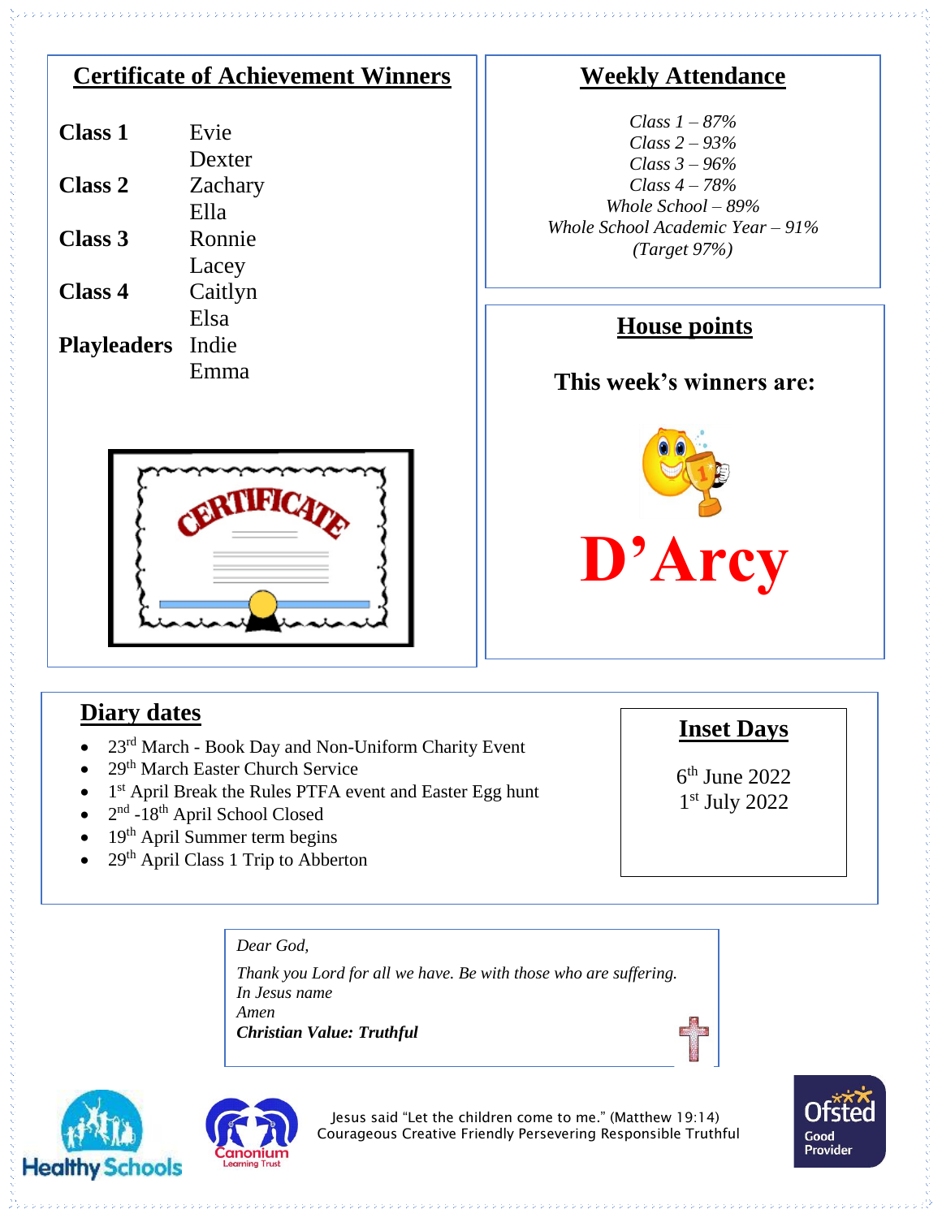## Certificate of Achievement Winners

| | |
|---|---|
| **Class 1** | Evie |
| | Dexter |
| **Class 2** | Zachary |
| | Ella |
| **Class 3** | Ronnie |
| | Lacey |
| **Class 4** | Caitlyn |
| | Elsa |
| **Playleaders** | Indie |
| | Emma |

## Weekly Attendance

*Class 1 – 87%*
*Class 2 – 93%*
*Class 3 – 96%*
*Class 4 – 78%*
*Whole School – 89%*
*Whole School Academic Year – 91%*
*(Target 97%)*

## House points

**This week's winners are:**

**D'Arcy**

## Diary dates

- 23rd March - Book Day and Non-Uniform Charity Event
- 29th March Easter Church Service
- 1st April Break the Rules PTFA event and Easter Egg hunt
- 2nd -18th April School Closed
- 19th April Summer term begins
- 29th April Class 1 Trip to Abberton

## Inset Days

6th June 2022
1st July 2022

*Dear God,*

*Thank you Lord for all we have. Be with those who are suffering.*
*In Jesus name*
*Amen*
***Christian Value: Truthful***

Jesus said "Let the children come to me." (Matthew 19:14)
Courageous Creative Friendly Persevering Responsible Truthful

Healthy Schools

Canonium Learning Trust

Ofsted Good Provider